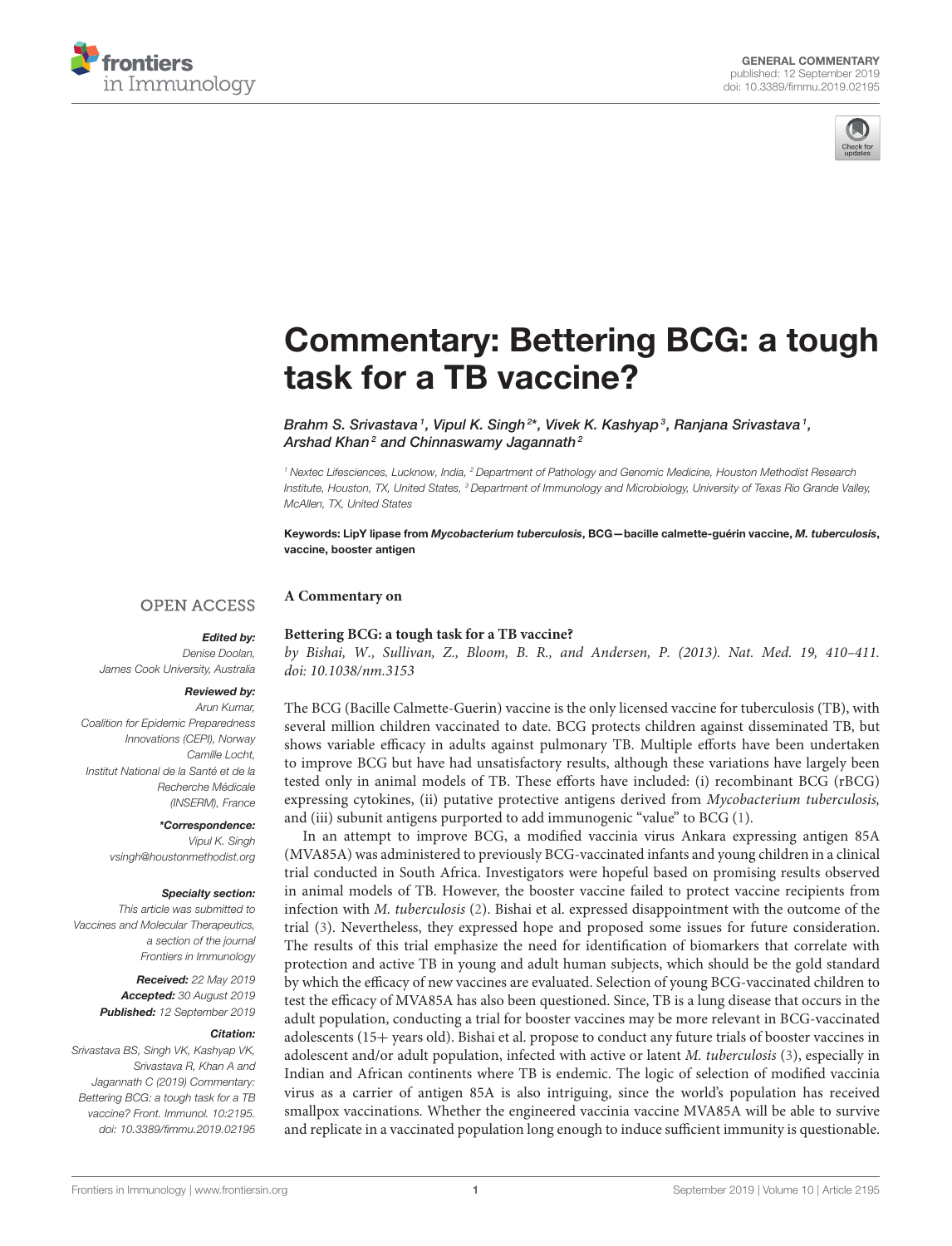GENERAL COMMENTARY
published: 12 September 2019
doi: 10.3389/fimmu.2019.02195

# Commentary: Bettering BCG: a tough task for a TB vaccine?

*Brahm S. Srivastava[1], Vipul K. Singh[2*], Vivek K. Kashyap[3], Ranjana Srivastava[1], Arshad Khan[2] and Chinnaswamy Jagannath[2]*

[1] Nextec Lifesciences, Lucknow, India, [2] Department of Pathology and Genomic Medicine, Houston Methodist Research Institute, Houston, TX, United States, [3] Department of Immunology and Microbiology, University of Texas Rio Grande Valley, McAllen, TX, United States

**Keywords: LipY lipase from *Mycobacterium tuberculosis*, BCG—bacille calmette-guérin vaccine, *M. tuberculosis*, vaccine, booster antigen**

OPEN ACCESS

***Edited by:***
*Denise Doolan,*
*James Cook University, Australia*

***Reviewed by:***
*Arun Kumar,*
*Coalition for Epidemic Preparedness Innovations (CEPI), Norway*
*Camille Locht,*
*Institut National de la Santé et de la Recherche Médicale (INSERM), France*

***\*Correspondence:***
*Vipul K. Singh*
*vsingh@houstonmethodist.org*

***Specialty section:***
*This article was submitted to Vaccines and Molecular Therapeutics, a section of the journal Frontiers in Immunology*

***Received:*** *22 May 2019*
***Accepted:*** *30 August 2019*
***Published:*** *12 September 2019*

***Citation:***
*Srivastava BS, Singh VK, Srivastava R, Khan A and Jagannath C (2019) Commentary: Bettering BCG: a tough task for a TB vaccine? Front. Immunol. 10:2195. doi: 10.3389/fimmu.2019.02195*

**A Commentary on**

**Bettering BCG: a tough task for a TB vaccine?**
*by Bishai, W., Sullivan, Z., Bloom, B. R., and Andersen, P. (2013). Nat. Med. 19, 410–411. doi: 10.1038/nm.3153*

The BCG (Bacille Calmette-Guerin) vaccine is the only licensed vaccine for tuberculosis (TB), with several million children vaccinated to date. BCG protects children against disseminated TB, but shows variable efficacy in adults against pulmonary TB. Multiple efforts have been undertaken to improve BCG but have had unsatisfactory results, although these variations have largely been tested only in animal models of TB. These efforts have included: (i) recombinant BCG (rBCG) expressing cytokines, (ii) putative protective antigens derived from *Mycobacterium tuberculosis,* and (iii) subunit antigens purported to add immunogenic "value" to BCG (1).

In an attempt to improve BCG, a modified vaccinia virus Ankara expressing antigen 85A (MVA85A) was administered to previously BCG-vaccinated infants and young children in a clinical trial conducted in South Africa. Investigators were hopeful based on promising results observed in animal models of TB. However, the booster vaccine failed to protect vaccine recipients from infection with *M. tuberculosis* (2). Bishai et al. expressed disappointment with the outcome of the trial (3). Nevertheless, they expressed hope and proposed some issues for future consideration. The results of this trial emphasize the need for identification of biomarkers that correlate with protection and active TB in young and adult human subjects, which should be the gold standard by which the efficacy of new vaccines are evaluated. Selection of young BCG-vaccinated children to test the efficacy of MVA85A has also been questioned. Since, TB is a lung disease that occurs in the adult population, conducting a trial for booster vaccines may be more relevant in BCG-vaccinated adolescents (15+ years old). Bishai et al. propose to conduct any future trials of booster vaccines in adolescent and/or adult population, infected with active or latent *M. tuberculosis* (3), especially in Indian and African continents where TB is endemic. The logic of selection of modified vaccinia virus as a carrier of antigen 85A is also intriguing, since the world's population has received smallpox vaccinations. Whether the engineered vaccinia vaccine MVA85A will be able to survive and replicate in a vaccinated population long enough to induce sufficient immunity is questionable.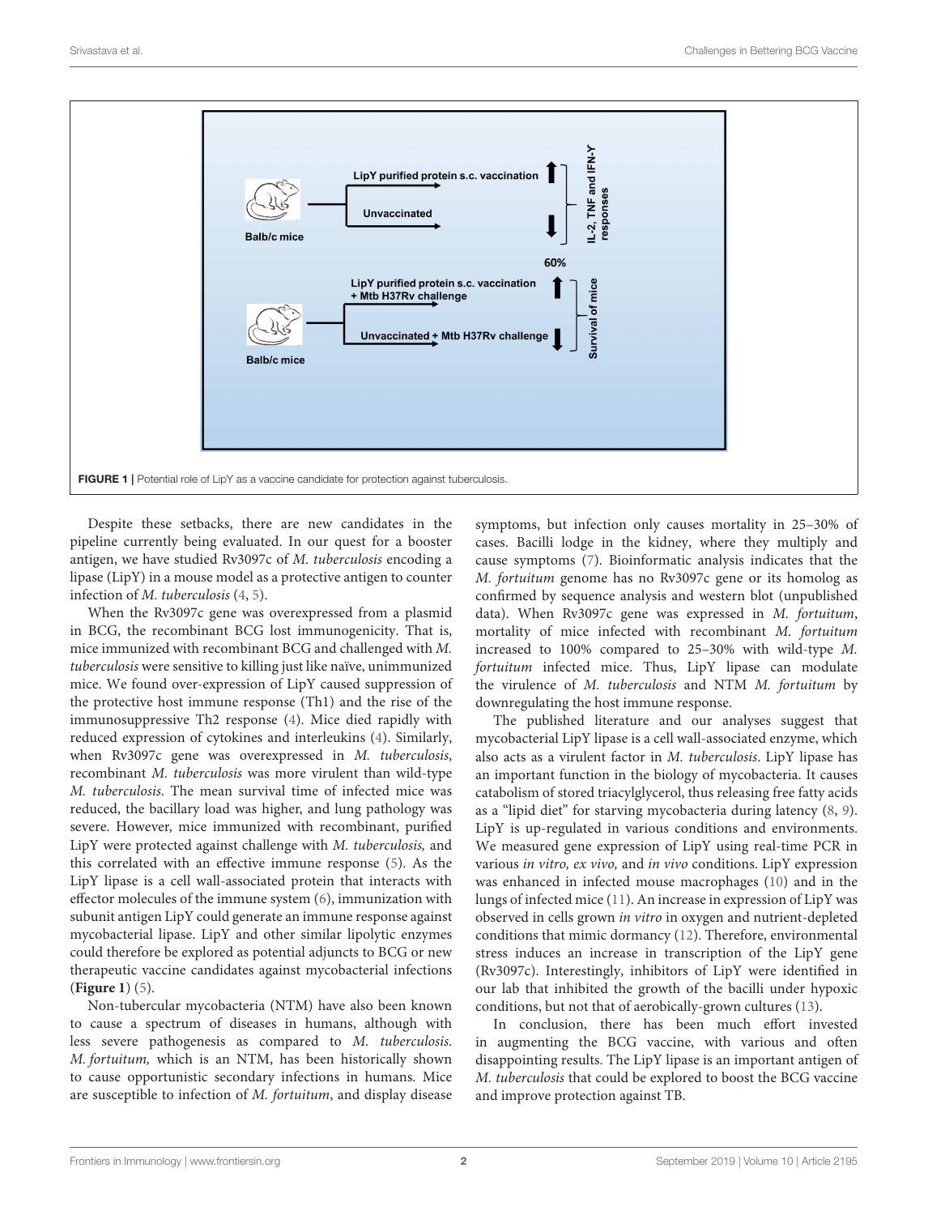**FIGURE 1** | Potential role of LipY as a vaccine candidate for protection against tuberculosis.

Despite these setbacks, there are new candidates in the pipeline currently being evaluated. In our quest for a booster antigen, we have studied Rv3097c of *M. tuberculosis* encoding a lipase (LipY) in a mouse model as a protective antigen to counter infection of *M. tuberculosis* (4, 5).

When the Rv3097c gene was overexpressed from a plasmid in BCG, the recombinant BCG lost immunogenicity. That is, mice immunized with recombinant BCG and challenged with *M. tuberculosis* were sensitive to killing just like naïve, unimmunized mice. We found over-expression of LipY caused suppression of the protective host immune response (Th1) and the rise of the immunosuppressive Th2 response (4). Mice died rapidly with reduced expression of cytokines and interleukins (4). Similarly, when Rv3097c gene was overexpressed in *M. tuberculosis*, recombinant *M. tuberculosis* was more virulent than wild-type *M. tuberculosis*. The mean survival time of infected mice was reduced, the bacillary load was higher, and lung pathology was severe. However, mice immunized with recombinant, purified LipY were protected against challenge with *M. tuberculosis,* and this correlated with an effective immune response (5). As the LipY lipase is a cell wall-associated protein that interacts with effector molecules of the immune system (6), immunization with subunit antigen LipY could generate an immune response against mycobacterial lipase. LipY and other similar lipolytic enzymes could therefore be explored as potential adjuncts to BCG or new therapeutic vaccine candidates against mycobacterial infections (**Figure 1**) (5).

Non-tubercular mycobacteria (NTM) have also been known to cause a spectrum of diseases in humans, although with less severe pathogenesis as compared to *M. tuberculosis*. *M. fortuitum,* which is an NTM, has been historically shown to cause opportunistic secondary infections in humans. Mice are susceptible to infection of *M. fortuitum*, and display disease symptoms, but infection only causes mortality in 25–30% of cases. Bacilli lodge in the kidney, where they multiply and cause symptoms (7). Bioinformatic analysis indicates that the *M. fortuitum* genome has no Rv3097c gene or its homolog as confirmed by sequence analysis and western blot (unpublished data). When Rv3097c gene was expressed in *M. fortuitum*, mortality of mice infected with recombinant *M. fortuitum* increased to 100% compared to 25–30% with wild-type *M. fortuitum* infected mice. Thus, LipY lipase can modulate the virulence of *M. tuberculosis* and NTM *M. fortuitum* by downregulating the host immune response.

The published literature and our analyses suggest that mycobacterial LipY lipase is a cell wall-associated enzyme, which also acts as a virulent factor in *M. tuberculosis*. LipY lipase has an important function in the biology of mycobacteria. It causes catabolism of stored triacylglycerol, thus releasing free fatty acids as a "lipid diet" for starving mycobacteria during latency (8, 9). LipY is up-regulated in various conditions and environments. We measured gene expression of LipY using real-time PCR in various *in vitro, ex vivo,* and *in vivo* conditions. LipY expression was enhanced in infected mouse macrophages (10) and in the lungs of infected mice (11). An increase in expression of LipY was observed in cells grown *in vitro* in oxygen and nutrient-depleted conditions that mimic dormancy (12). Therefore, environmental stress induces an increase in transcription of the LipY gene (Rv3097c). Interestingly, inhibitors of LipY were identified in our lab that inhibited the growth of the bacilli under hypoxic conditions, but not that of aerobically-grown cultures (13).

In conclusion, there has been much effort invested in augmenting the BCG vaccine, with various and often disappointing results. The LipY lipase is an important antigen of *M. tuberculosis* that could be explored to boost the BCG vaccine and improve protection against TB.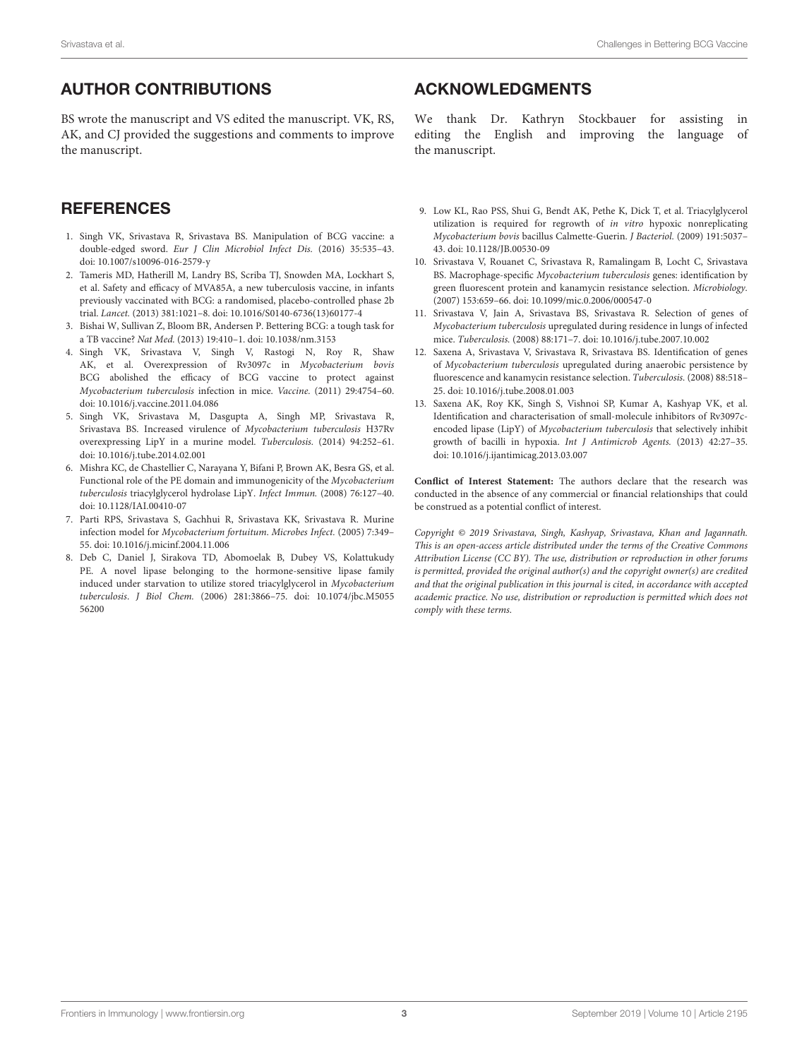## AUTHOR CONTRIBUTIONS

BS wrote the manuscript and VS edited the manuscript. VK, RS, AK, and CJ provided the suggestions and comments to improve the manuscript.

## ACKNOWLEDGMENTS

We thank Dr. Kathryn Stockbauer for assisting in editing the English and improving the language of the manuscript.

## REFERENCES

1. Singh VK, Srivastava R, Srivastava BS. Manipulation of BCG vaccine: a double-edged sword. *Eur J Clin Microbiol Infect Dis.* (2016) 35:535–43. doi: 10.1007/s10096-016-2579-y
2. Tameris MD, Hatherill M, Landry BS, Scriba TJ, Snowden MA, Lockhart S, et al. Safety and efficacy of MVA85A, a new tuberculosis vaccine, in infants previously vaccinated with BCG: a randomised, placebo-controlled phase 2b trial. *Lancet.* (2013) 381:1021–8. doi: 10.1016/S0140-6736(13)60177-4
3. Bishai W, Sullivan Z, Bloom BR, Andersen P. Bettering BCG: a tough task for a TB vaccine? *Nat Med.* (2013) 19:410–1. doi: 10.1038/nm.3153
4. Singh VK, Srivastava V, Singh V, Rastogi N, Roy R, Shaw AK, et al. Overexpression of Rv3097c in *Mycobacterium bovis* BCG abolished the efficacy of BCG vaccine to protect against *Mycobacterium tuberculosis* infection in mice. *Vaccine.* (2011) 29:4754–60. doi: 10.1016/j.vaccine.2011.04.086
5. Singh VK, Srivastava M, Dasgupta A, Singh MP, Srivastava R, Srivastava BS. Increased virulence of *Mycobacterium tuberculosis* H37Rv overexpressing LipY in a murine model. *Tuberculosis.* (2014) 94:252–61. doi: 10.1016/j.tube.2014.02.001
6. Mishra KC, de Chastellier C, Narayana Y, Bifani P, Brown AK, Besra GS, et al. Functional role of the PE domain and immunogenicity of the *Mycobacterium tuberculosis* triacylglycerol hydrolase LipY. *Infect Immun.* (2008) 76:127–40. doi: 10.1128/IAI.00410-07
7. Parti RPS, Srivastava S, Gachhui R, Srivastava KK, Srivastava R. Murine infection model for *Mycobacterium fortuitum*. *Microbes Infect.* (2005) 7:349–55. doi: 10.1016/j.micinf.2004.11.006
8. Deb C, Daniel J, Sirakova TD, Abomoelak B, Dubey VS, Kolattukudy PE. A novel lipase belonging to the hormone-sensitive lipase family induced under starvation to utilize stored triacylglycerol in *Mycobacterium tuberculosis*. *J Biol Chem.* (2006) 281:3866–75. doi: 10.1074/jbc.M505556200
9. Low KL, Rao PSS, Shui G, Bendt AK, Pethe K, Dick T, et al. Triacylglycerol utilization is required for regrowth of *in vitro* hypoxic nonreplicating *Mycobacterium bovis* bacillus Calmette-Guerin. *J Bacteriol.* (2009) 191:5037–43. doi: 10.1128/JB.00530-09
10. Srivastava V, Rouanet C, Srivastava R, Ramalingam B, Locht C, Srivastava BS. Macrophage-specific *Mycobacterium tuberculosis* genes: identification by green fluorescent protein and kanamycin resistance selection. *Microbiology.* (2007) 153:659–66. doi: 10.1099/mic.0.2006/000547-0
11. Srivastava V, Jain A, Srivastava BS, Srivastava R. Selection of genes of *Mycobacterium tuberculosis* upregulated during residence in lungs of infected mice. *Tuberculosis.* (2008) 88:171–7. doi: 10.1016/j.tube.2007.10.002
12. Saxena A, Srivastava V, Srivastava R, Srivastava BS. Identification of genes of *Mycobacterium tuberculosis* upregulated during anaerobic persistence by fluorescence and kanamycin resistance selection. *Tuberculosis.* (2008) 88:518–25. doi: 10.1016/j.tube.2008.01.003
13. Saxena AK, Roy KK, Singh S, Vishnoi SP, Kumar A, Kashyap VK, et al. Identification and characterisation of small-molecule inhibitors of Rv3097c-encoded lipase (LipY) of *Mycobacterium tuberculosis* that selectively inhibit growth of bacilli in hypoxia. *Int J Antimicrob Agents.* (2013) 42:27–35. doi: 10.1016/j.ijantimicag.2013.03.007

**Conflict of Interest Statement:** The authors declare that the research was conducted in the absence of any commercial or financial relationships that could be construed as a potential conflict of interest.

*Copyright © 2019 Srivastava, Singh, Kashyap, Srivastava, Khan and Jagannath. This is an open-access article distributed under the terms of the Creative Commons Attribution License (CC BY). The use, distribution or reproduction in other forums is permitted, provided the original author(s) and the copyright owner(s) are credited and that the original publication in this journal is cited, in accordance with accepted academic practice. No use, distribution or reproduction is permitted which does not comply with these terms.*